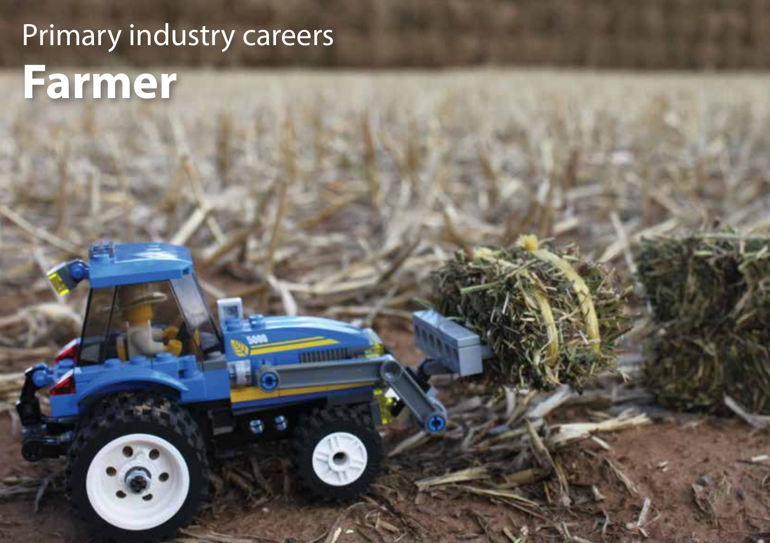Primary industry careers

# Farmer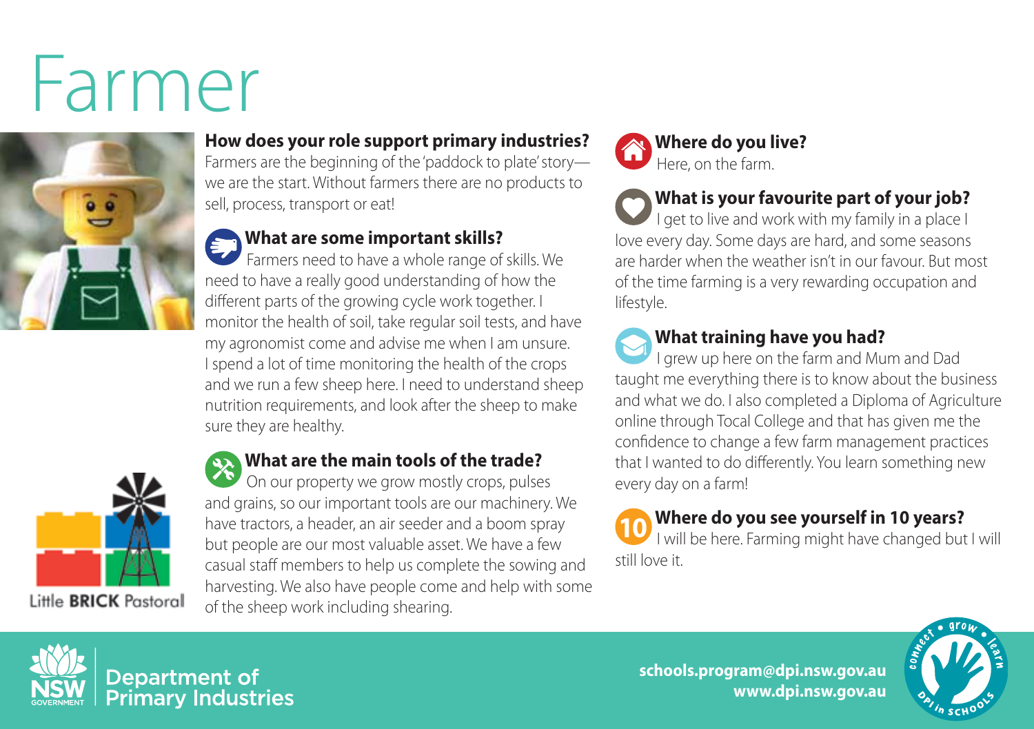# Farmer

### How does your role support primary industries?

Farmers are the beginning of the 'paddock to plate' story—we are the start. Without farmers there are no products to sell, process, transport or eat!

### What are some important skills?

Farmers need to have a whole range of skills. We need to have a really good understanding of how the different parts of the growing cycle work together. I monitor the health of soil, take regular soil tests, and have my agronomist come and advise me when I am unsure. I spend a lot of time monitoring the health of the crops and we run a few sheep here. I need to understand sheep nutrition requirements, and look after the sheep to make sure they are healthy.

### What are the main tools of the trade?

On our property we grow mostly crops, pulses and grains, so our important tools are our machinery. We have tractors, a header, an air seeder and a boom spray but people are our most valuable asset. We have a few casual staff members to help us complete the sowing and harvesting. We also have people come and help with some of the sheep work including shearing.

### Where do you live?

Here, on the farm.

### What is your favourite part of your job?

I get to live and work with my family in a place I love every day. Some days are hard, and some seasons are harder when the weather isn't in our favour. But most of the time farming is a very rewarding occupation and lifestyle.

### What training have you had?

I grew up here on the farm and Mum and Dad taught me everything there is to know about the business and what we do. I also completed a Diploma of Agriculture online through Tocal College and that has given me the confidence to change a few farm management practices that I wanted to do differently. You learn something new every day on a farm!

### Where do you see yourself in 10 years?

I will be here. Farming might have changed but I will still love it.

Little BRICK Pastoral

Department of Primary Industries

schools.program@dpi.nsw.gov.au
www.dpi.nsw.gov.au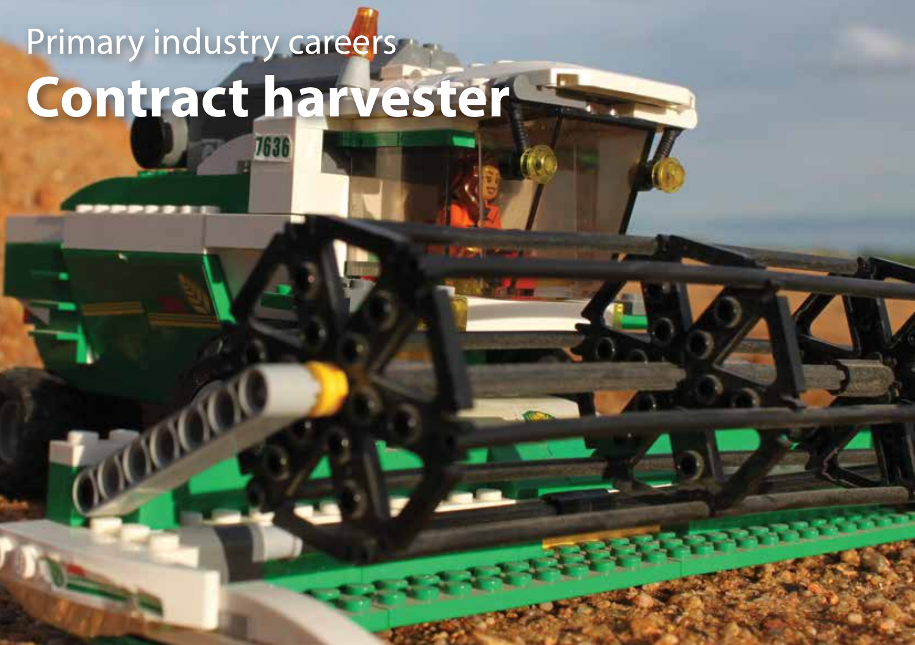Primary industry careers

# Contract harvester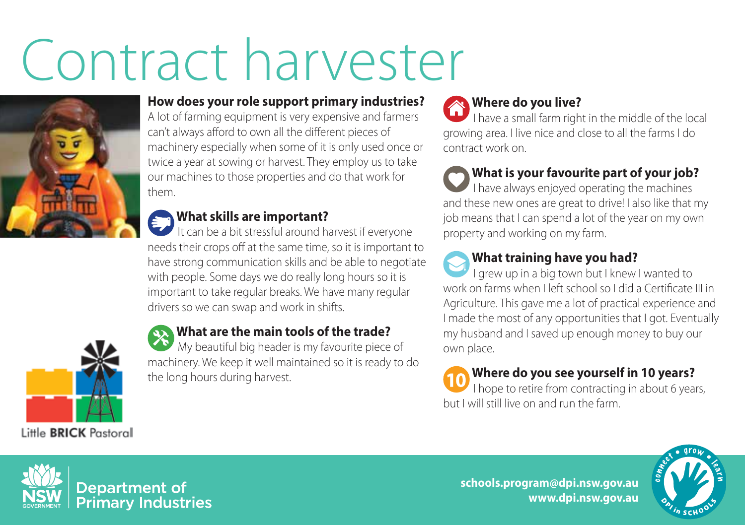# Contract harvester

### How does your role support primary industries?

A lot of farming equipment is very expensive and farmers can't always afford to own all the different pieces of machinery especially when some of it is only used once or twice a year at sowing or harvest. They employ us to take our machines to those properties and do that work for them.

### What skills are important?

It can be a bit stressful around harvest if everyone needs their crops off at the same time, so it is important to have strong communication skills and be able to negotiate with people. Some days we do really long hours so it is important to take regular breaks. We have many regular drivers so we can swap and work in shifts.

### What are the main tools of the trade?

My beautiful big header is my favourite piece of machinery. We keep it well maintained so it is ready to do the long hours during harvest.

### Where do you live?

I have a small farm right in the middle of the local growing area. I live nice and close to all the farms I do contract work on.

### What is your favourite part of your job?

I have always enjoyed operating the machines and these new ones are great to drive! I also like that my job means that I can spend a lot of the year on my own property and working on my farm.

### What training have you had?

I grew up in a big town but I knew I wanted to work on farms when I left school so I did a Certificate III in Agriculture. This gave me a lot of practical experience and I made the most of any opportunities that I got. Eventually my husband and I saved up enough money to buy our own place.

### Where do you see yourself in 10 years?

I hope to retire from contracting in about 6 years, but I will still live on and run the farm.

Little **BRICK** Pastoral

Department of Primary Industries

schools.program@dpi.nsw.gov.au
www.dpi.nsw.gov.au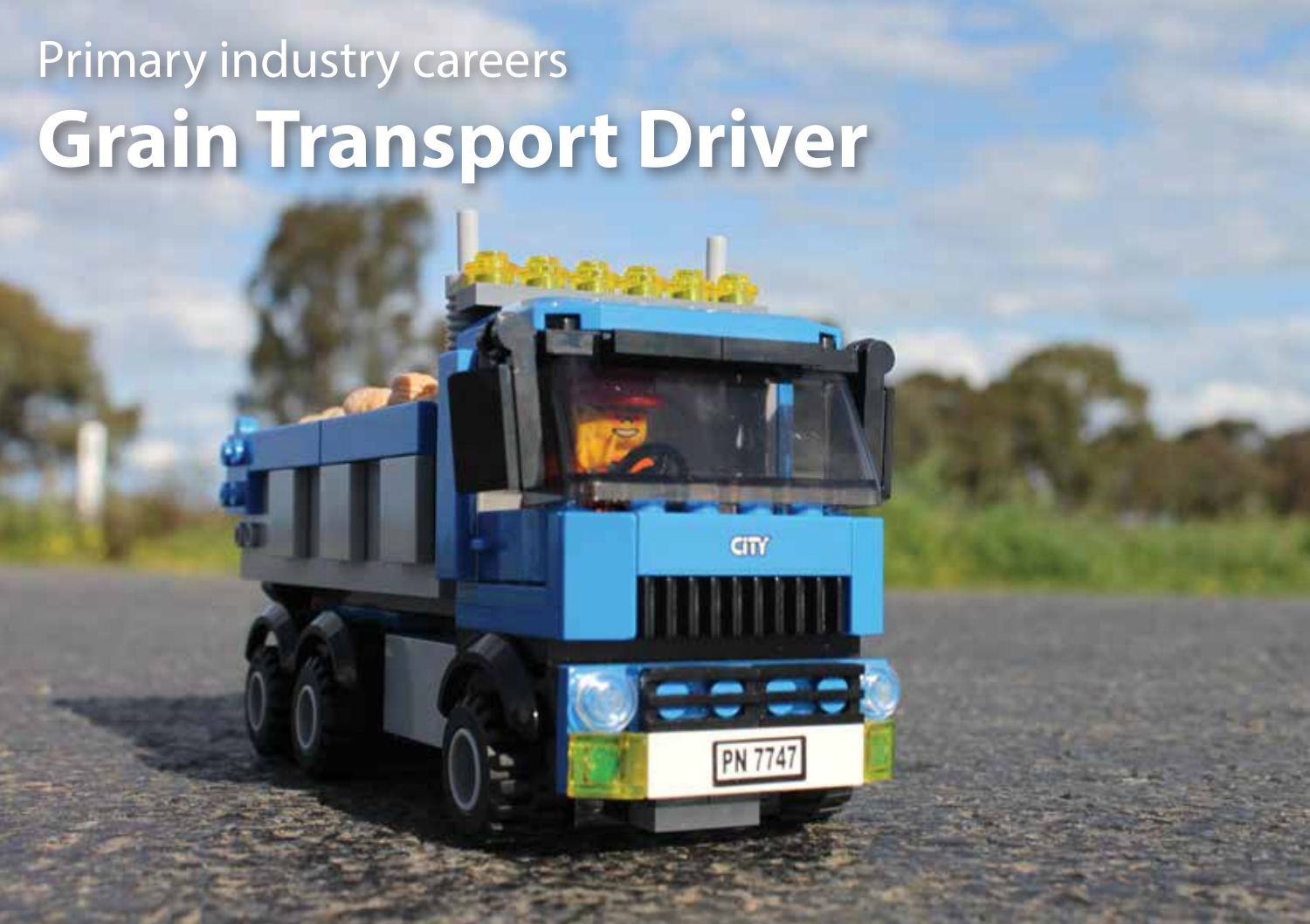Primary industry careers

# Grain Transport Driver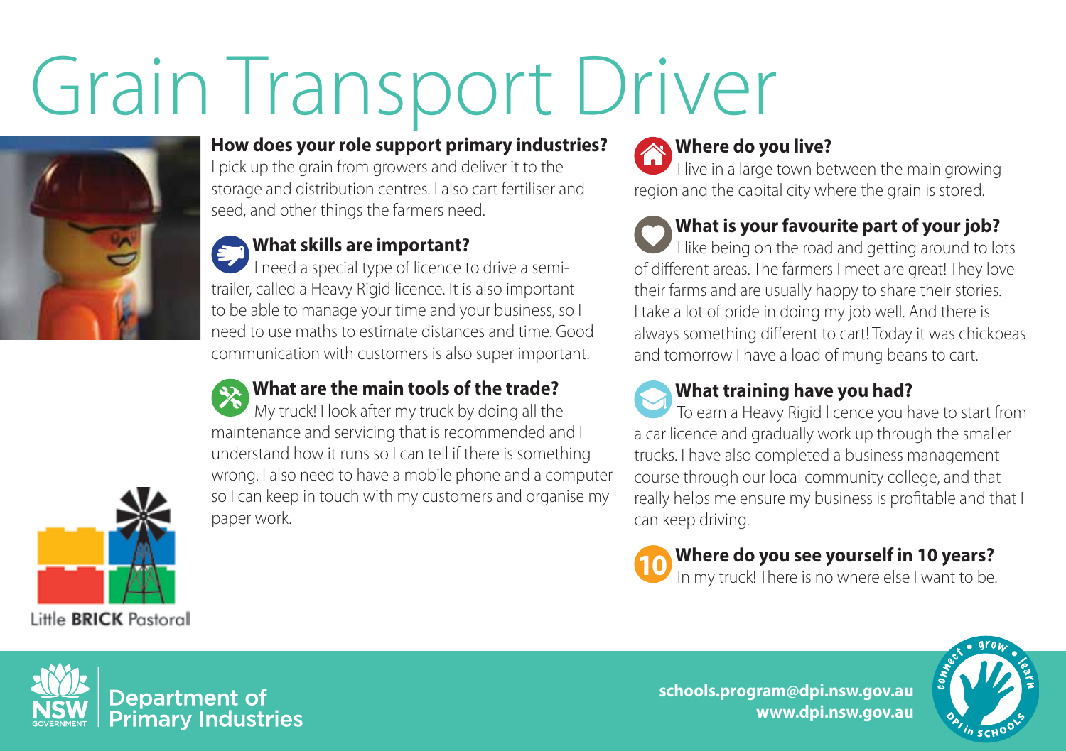# Grain Transport Driver

### How does your role support primary industries?

I pick up the grain from growers and deliver it to the storage and distribution centres. I also cart fertiliser and seed, and other things the farmers need.

### What skills are important?

I need a special type of licence to drive a semi-trailer, called a Heavy Rigid licence. It is also important to be able to manage your time and your business, so I need to use maths to estimate distances and time. Good communication with customers is also super important.

### What are the main tools of the trade?

My truck! I look after my truck by doing all the maintenance and servicing that is recommended and I understand how it runs so I can tell if there is something wrong. I also need to have a mobile phone and a computer so I can keep in touch with my customers and organise my paper work.

### Where do you live?

I live in a large town between the main growing region and the capital city where the grain is stored.

### What is your favourite part of your job?

I like being on the road and getting around to lots of different areas. The farmers I meet are great! They love their farms and are usually happy to share their stories. I take a lot of pride in doing my job well. And there is always something different to cart! Today it was chickpeas and tomorrow I have a load of mung beans to cart.

### What training have you had?

To earn a Heavy Rigid licence you have to start from a car licence and gradually work up through the smaller trucks. I have also completed a business management course through our local community college, and that really helps me ensure my business is profitable and that I can keep driving.

### Where do you see yourself in 10 years?

In my truck! There is no where else I want to be.

Little **BRICK** Pastoral

Department of Primary Industries

schools.program@dpi.nsw.gov.au
www.dpi.nsw.gov.au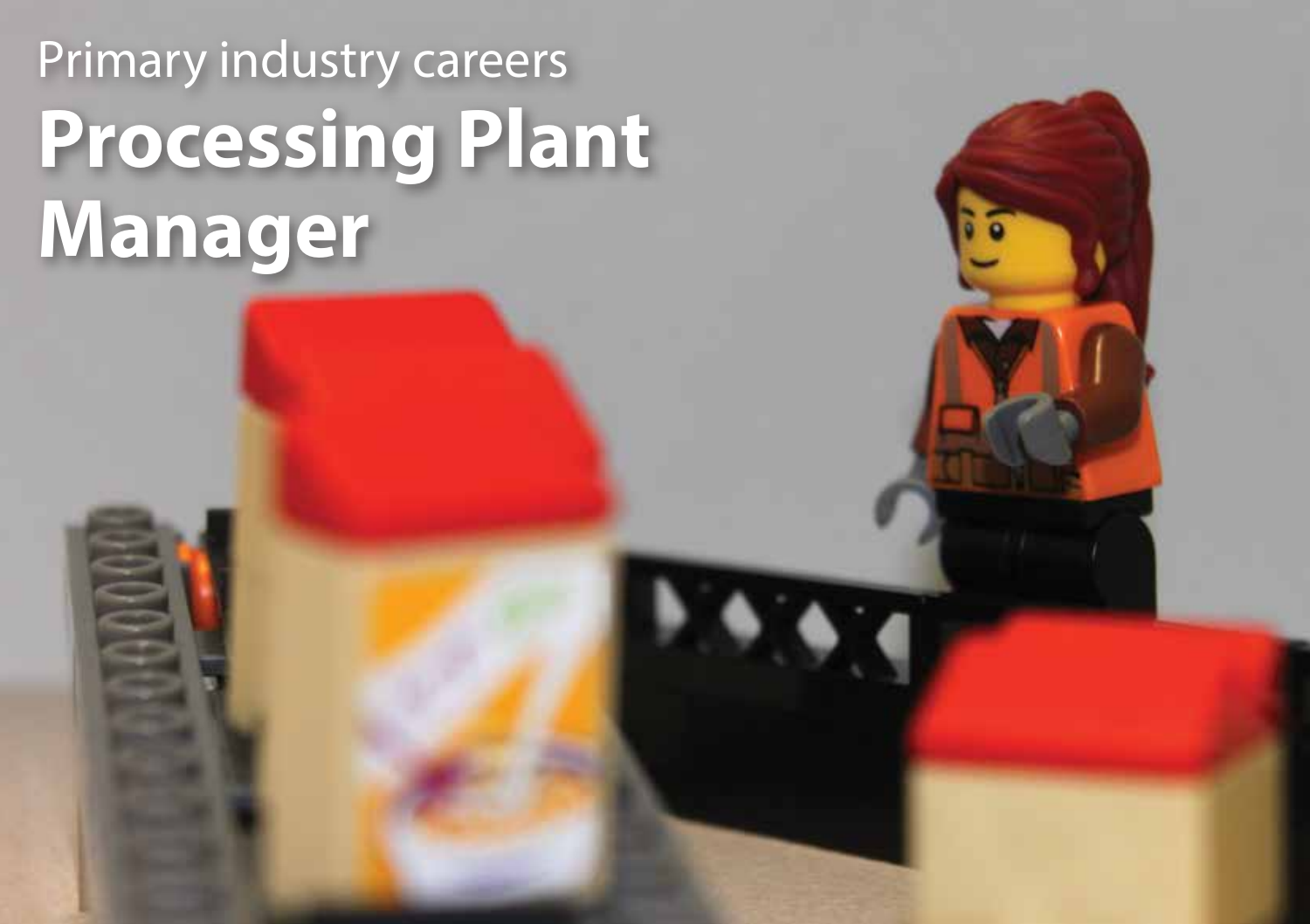Primary industry careers

# Processing Plant Manager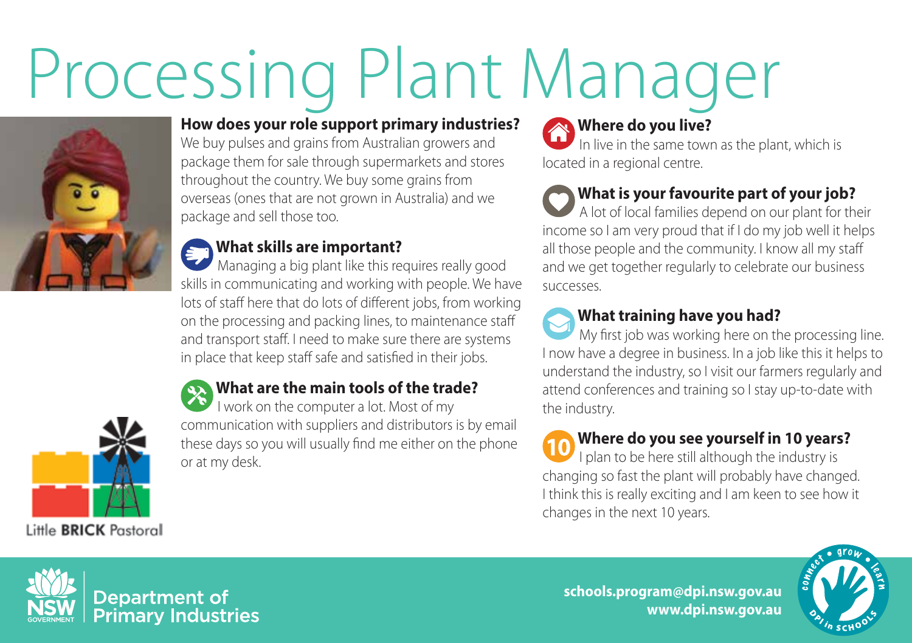# Processing Plant Manager

### How does your role support primary industries?

We buy pulses and grains from Australian growers and package them for sale through supermarkets and stores throughout the country. We buy some grains from overseas (ones that are not grown in Australia) and we package and sell those too.

### What skills are important?

Managing a big plant like this requires really good skills in communicating and working with people. We have lots of staff here that do lots of different jobs, from working on the processing and packing lines, to maintenance staff and transport staff. I need to make sure there are systems in place that keep staff safe and satisfied in their jobs.

### What are the main tools of the trade?

I work on the computer a lot. Most of my communication with suppliers and distributors is by email these days so you will usually find me either on the phone or at my desk.

### Where do you live?

In live in the same town as the plant, which is located in a regional centre.

### What is your favourite part of your job?

A lot of local families depend on our plant for their income so I am very proud that if I do my job well it helps all those people and the community. I know all my staff and we get together regularly to celebrate our business successes.

### What training have you had?

My first job was working here on the processing line. I now have a degree in business. In a job like this it helps to understand the industry, so I visit our farmers regularly and attend conferences and training so I stay up-to-date with the industry.

### Where do you see yourself in 10 years?

I plan to be here still although the industry is changing so fast the plant will probably have changed. I think this is really exciting and I am keen to see how it changes in the next 10 years.

Little **BRICK** Pastoral

Department of Primary Industries

**schools.program@dpi.nsw.gov.au**
**www.dpi.nsw.gov.au**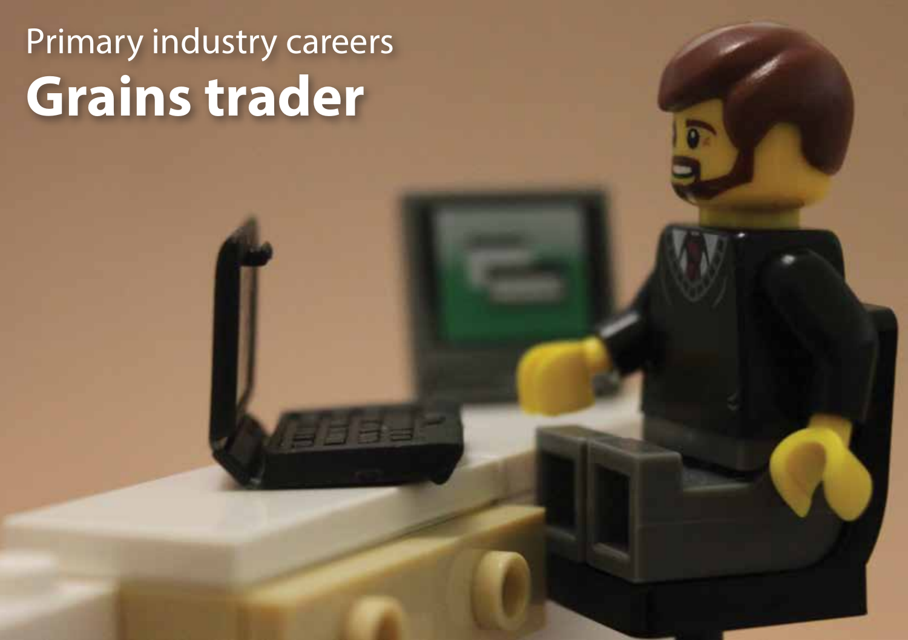Primary industry careers

# Grains trader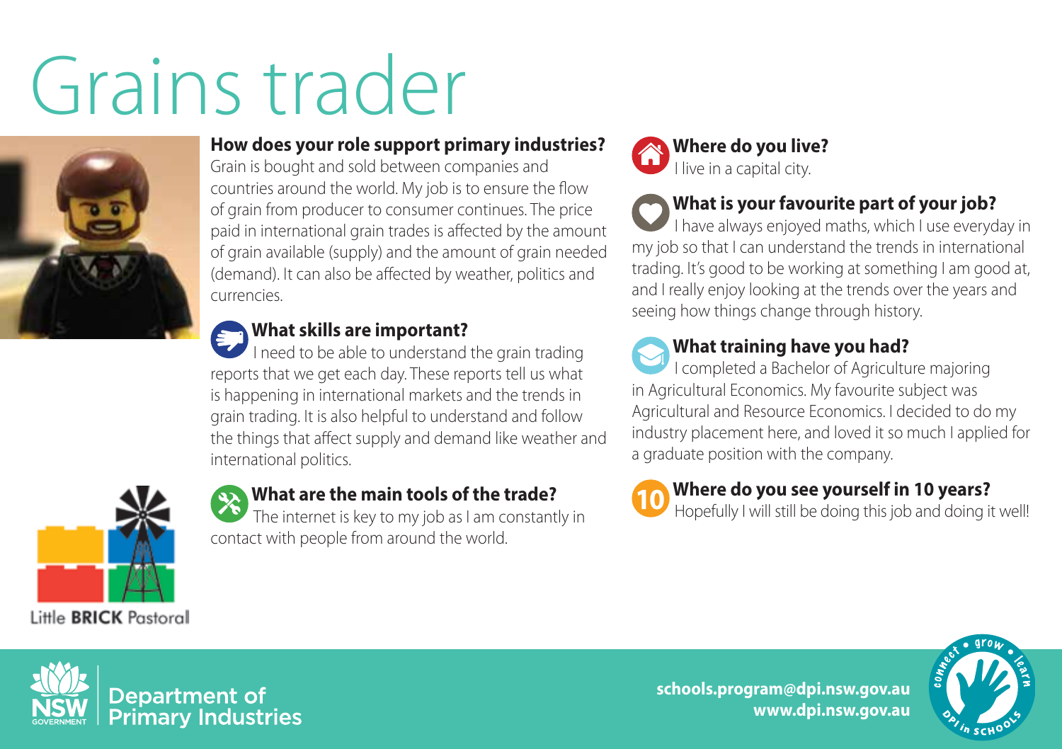# Grains trader

## How does your role support primary industries?

Grain is bought and sold between companies and countries around the world. My job is to ensure the flow of grain from producer to consumer continues. The price paid in international grain trades is affected by the amount of grain available (supply) and the amount of grain needed (demand). It can also be affected by weather, politics and currencies.

## What skills are important?

I need to be able to understand the grain trading reports that we get each day. These reports tell us what is happening in international markets and the trends in grain trading. It is also helpful to understand and follow the things that affect supply and demand like weather and international politics.

## What are the main tools of the trade?

The internet is key to my job as I am constantly in contact with people from around the world.

## Where do you live?

I live in a capital city.

## What is your favourite part of your job?

I have always enjoyed maths, which I use everyday in my job so that I can understand the trends in international trading. It's good to be working at something I am good at, and I really enjoy looking at the trends over the years and seeing how things change through history.

## What training have you had?

I completed a Bachelor of Agriculture majoring in Agricultural Economics. My favourite subject was Agricultural and Resource Economics. I decided to do my industry placement here, and loved it so much I applied for a graduate position with the company.

## Where do you see yourself in 10 years?

Hopefully I will still be doing this job and doing it well!

Little BRICK Pastoral

Department of Primary Industries

schools.program@dpi.nsw.gov.au
www.dpi.nsw.gov.au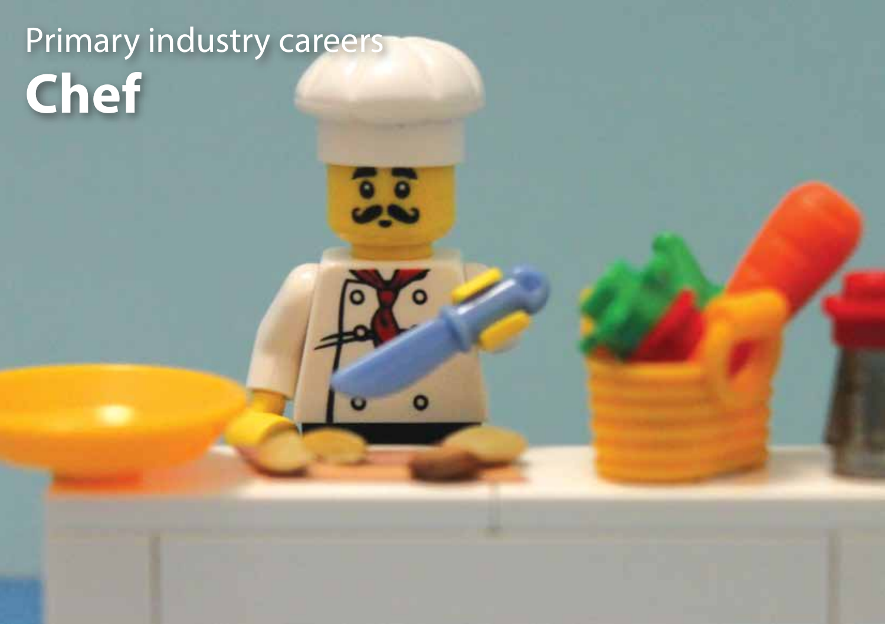Primary industry careers

# Chef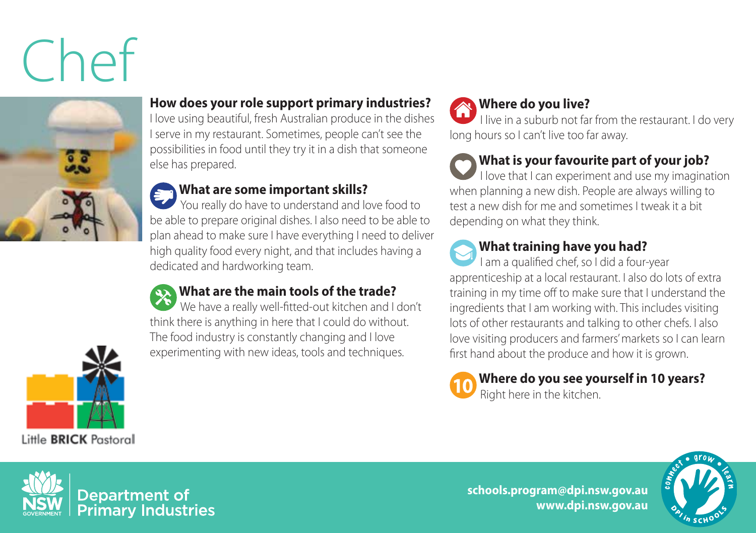# Chef

### How does your role support primary industries?

I love using beautiful, fresh Australian produce in the dishes I serve in my restaurant. Sometimes, people can't see the possibilities in food until they try it in a dish that someone else has prepared.

### What are some important skills?

You really do have to understand and love food to be able to prepare original dishes. I also need to be able to plan ahead to make sure I have everything I need to deliver high quality food every night, and that includes having a dedicated and hardworking team.

### What are the main tools of the trade?

We have a really well-fitted-out kitchen and I don't think there is anything in here that I could do without. The food industry is constantly changing and I love experimenting with new ideas, tools and techniques.

### Where do you live?

I live in a suburb not far from the restaurant. I do very long hours so I can't live too far away.

### What is your favourite part of your job?

I love that I can experiment and use my imagination when planning a new dish. People are always willing to test a new dish for me and sometimes I tweak it a bit depending on what they think.

### What training have you had?

I am a qualified chef, so I did a four-year apprenticeship at a local restaurant. I also do lots of extra training in my time off to make sure that I understand the ingredients that I am working with. This includes visiting lots of other restaurants and talking to other chefs. I also love visiting producers and farmers' markets so I can learn first hand about the produce and how it is grown.

### Where do you see yourself in 10 years?

Right here in the kitchen.

Little **BRICK** Pastoral

Department of Primary Industries

**schools.program@dpi.nsw.gov.au**
**www.dpi.nsw.gov.au**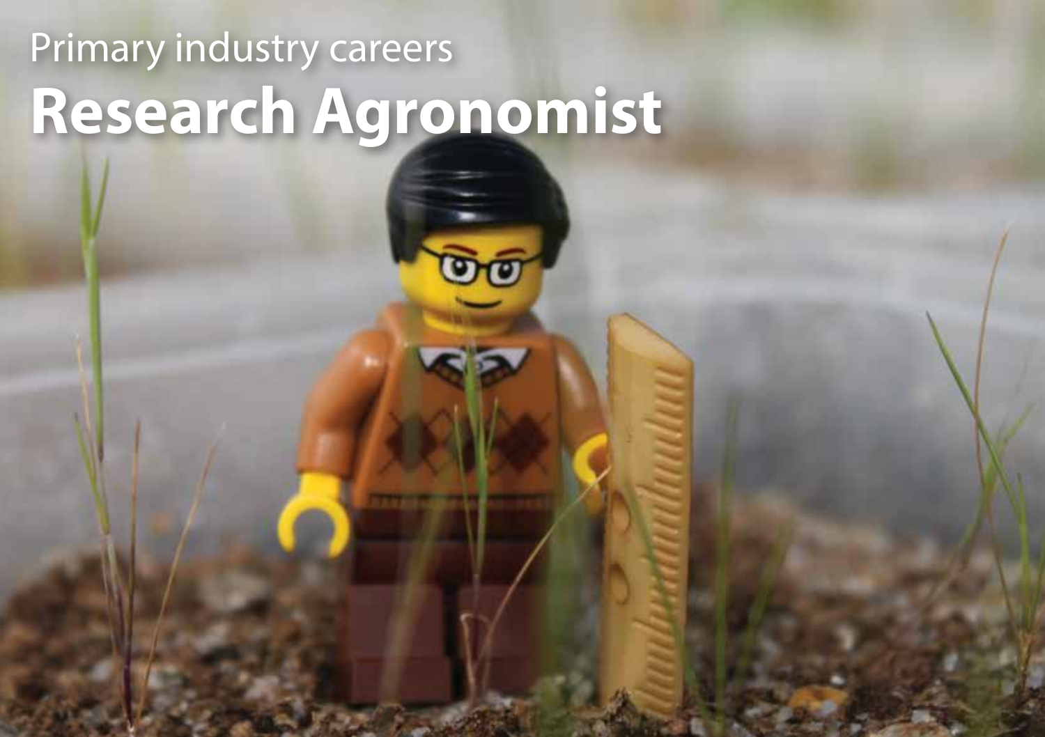Primary industry careers

# Research Agronomist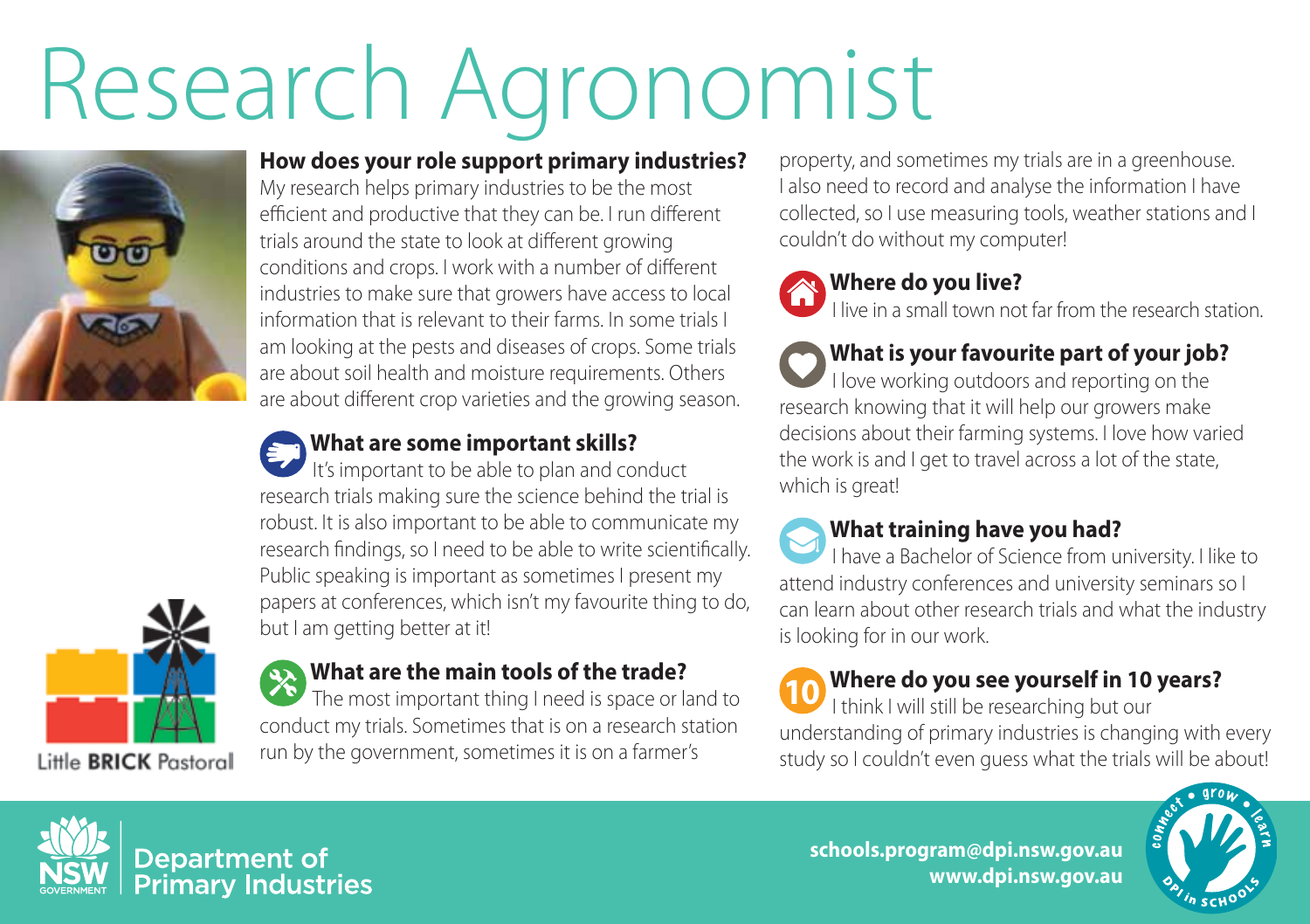# Research Agronomist

### How does your role support primary industries?

My research helps primary industries to be the most efficient and productive that they can be. I run different trials around the state to look at different growing conditions and crops. I work with a number of different industries to make sure that growers have access to local information that is relevant to their farms. In some trials I am looking at the pests and diseases of crops. Some trials are about soil health and moisture requirements. Others are about different crop varieties and the growing season.

### What are some important skills?

It's important to be able to plan and conduct research trials making sure the science behind the trial is robust. It is also important to be able to communicate my research findings, so I need to be able to write scientifically. Public speaking is important as sometimes I present my papers at conferences, which isn't my favourite thing to do, but I am getting better at it!

### What are the main tools of the trade?

The most important thing I need is space or land to conduct my trials. Sometimes that is on a research station run by the government, sometimes it is on a farmer's property, and sometimes my trials are in a greenhouse. I also need to record and analyse the information I have collected, so I use measuring tools, weather stations and I couldn't do without my computer!

### Where do you live?

I live in a small town not far from the research station.

### What is your favourite part of your job?

I love working outdoors and reporting on the research knowing that it will help our growers make decisions about their farming systems. I love how varied the work is and I get to travel across a lot of the state, which is great!

### What training have you had?

I have a Bachelor of Science from university. I like to attend industry conferences and university seminars so I can learn about other research trials and what the industry is looking for in our work.

### Where do you see yourself in 10 years?

I think I will still be researching but our understanding of primary industries is changing with every study so I couldn't even guess what the trials will be about!

Little BRICK Pastoral

Department of Primary Industries

schools.program@dpi.nsw.gov.au
www.dpi.nsw.gov.au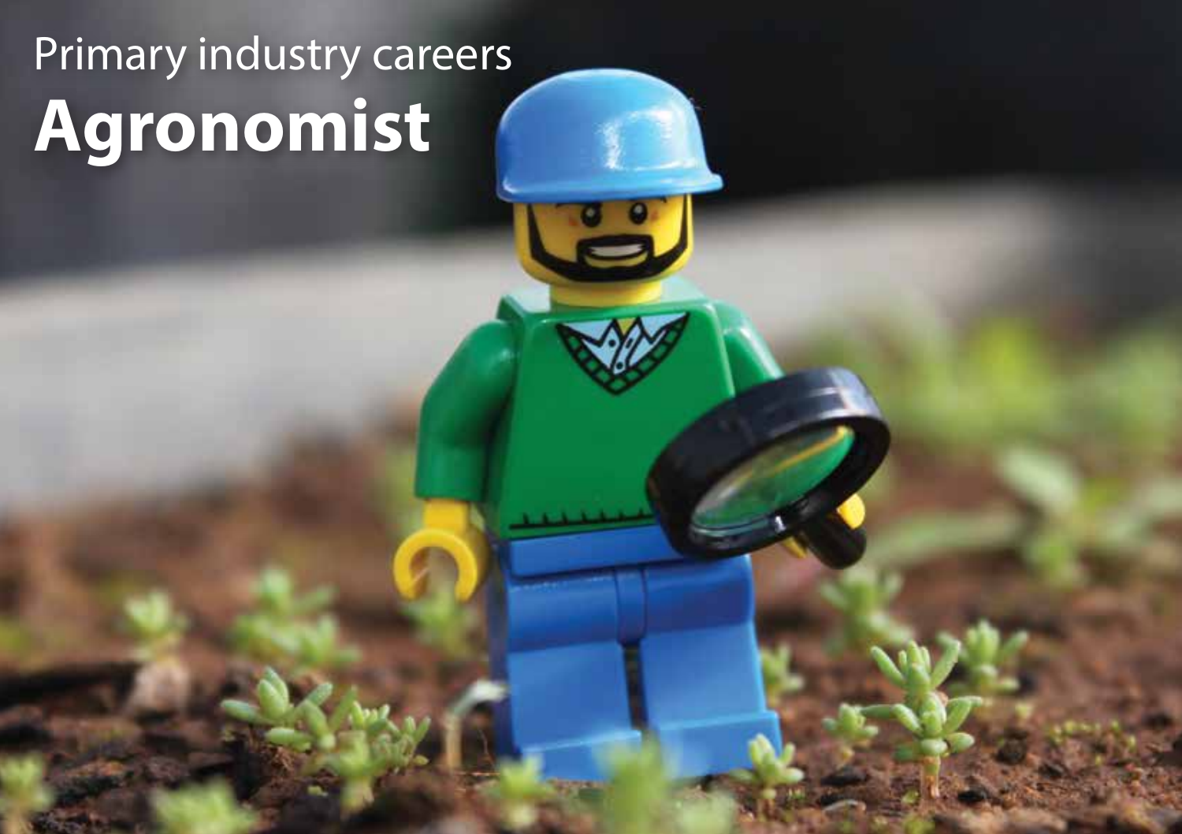Primary industry careers

# Agronomist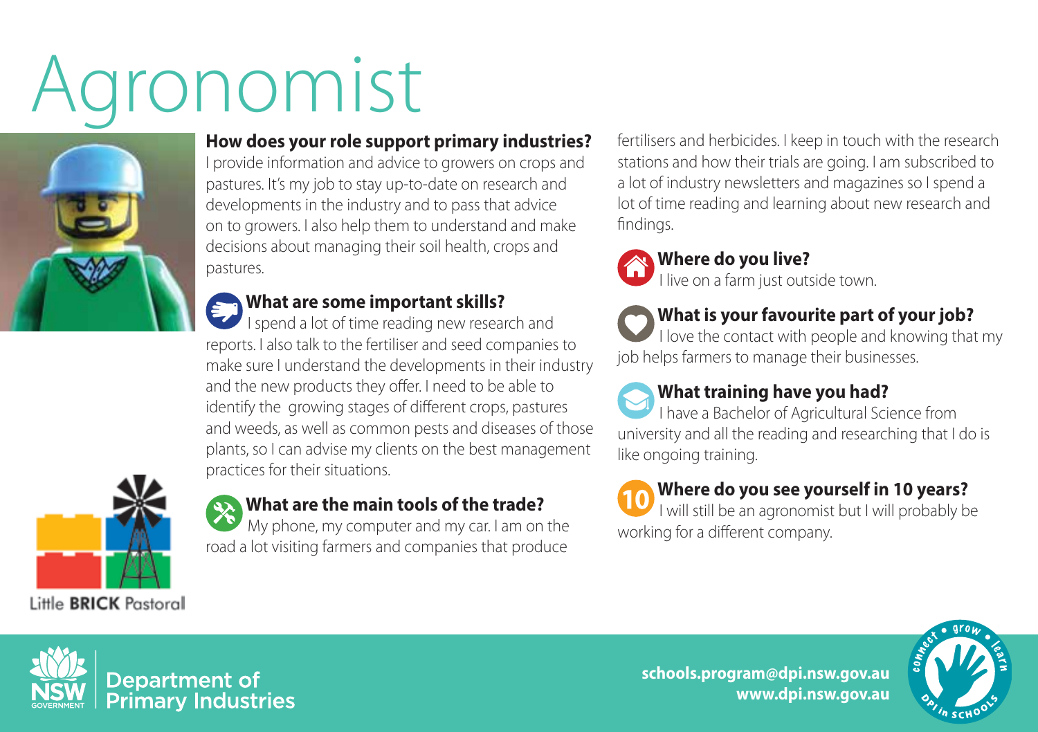# Agronomist

### How does your role support primary industries?

I provide information and advice to growers on crops and pastures. It's my job to stay up-to-date on research and developments in the industry and to pass that advice on to growers. I also help them to understand and make decisions about managing their soil health, crops and pastures.

### What are some important skills?

I spend a lot of time reading new research and reports. I also talk to the fertiliser and seed companies to make sure I understand the developments in their industry and the new products they offer. I need to be able to identify the growing stages of different crops, pastures and weeds, as well as common pests and diseases of those plants, so I can advise my clients on the best management practices for their situations.

### What are the main tools of the trade?

My phone, my computer and my car. I am on the road a lot visiting farmers and companies that produce fertilisers and herbicides. I keep in touch with the research stations and how their trials are going. I am subscribed to a lot of industry newsletters and magazines so I spend a lot of time reading and learning about new research and findings.

### Where do you live?

I live on a farm just outside town.

### What is your favourite part of your job?

I love the contact with people and knowing that my job helps farmers to manage their businesses.

### What training have you had?

I have a Bachelor of Agricultural Science from university and all the reading and researching that I do is like ongoing training.

### Where do you see yourself in 10 years?

I will still be an agronomist but I will probably be working for a different company.

Little **BRICK** Pastoral

Department of Primary Industries

**schools.program@dpi.nsw.gov.au**
**www.dpi.nsw.gov.au**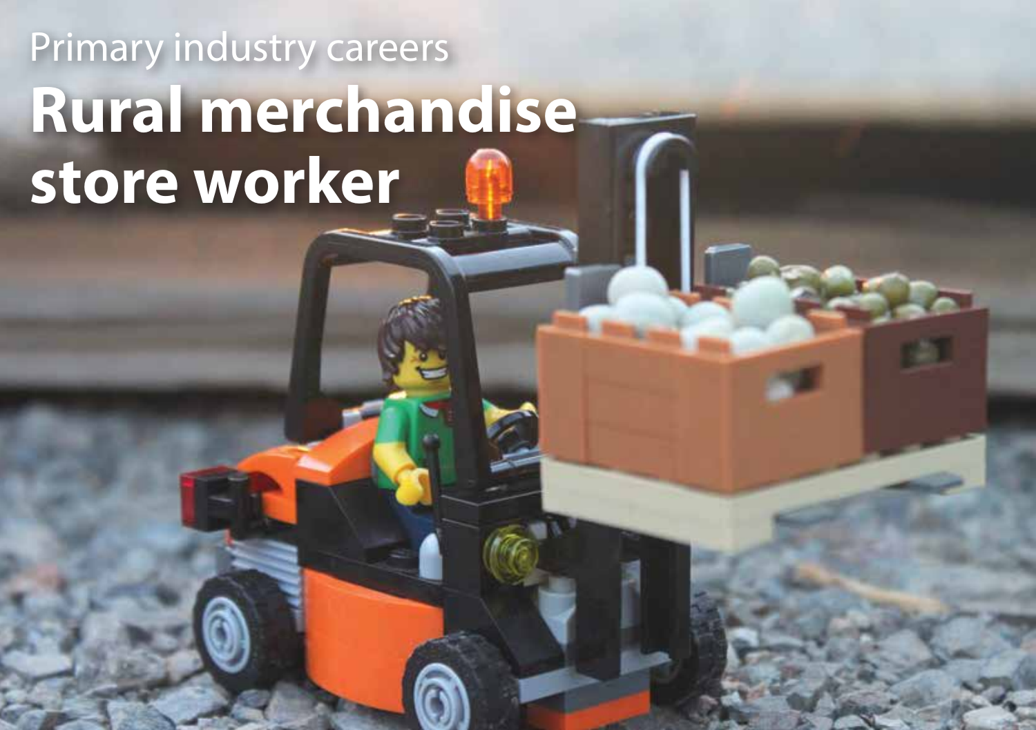Primary industry careers

# Rural merchandise store worker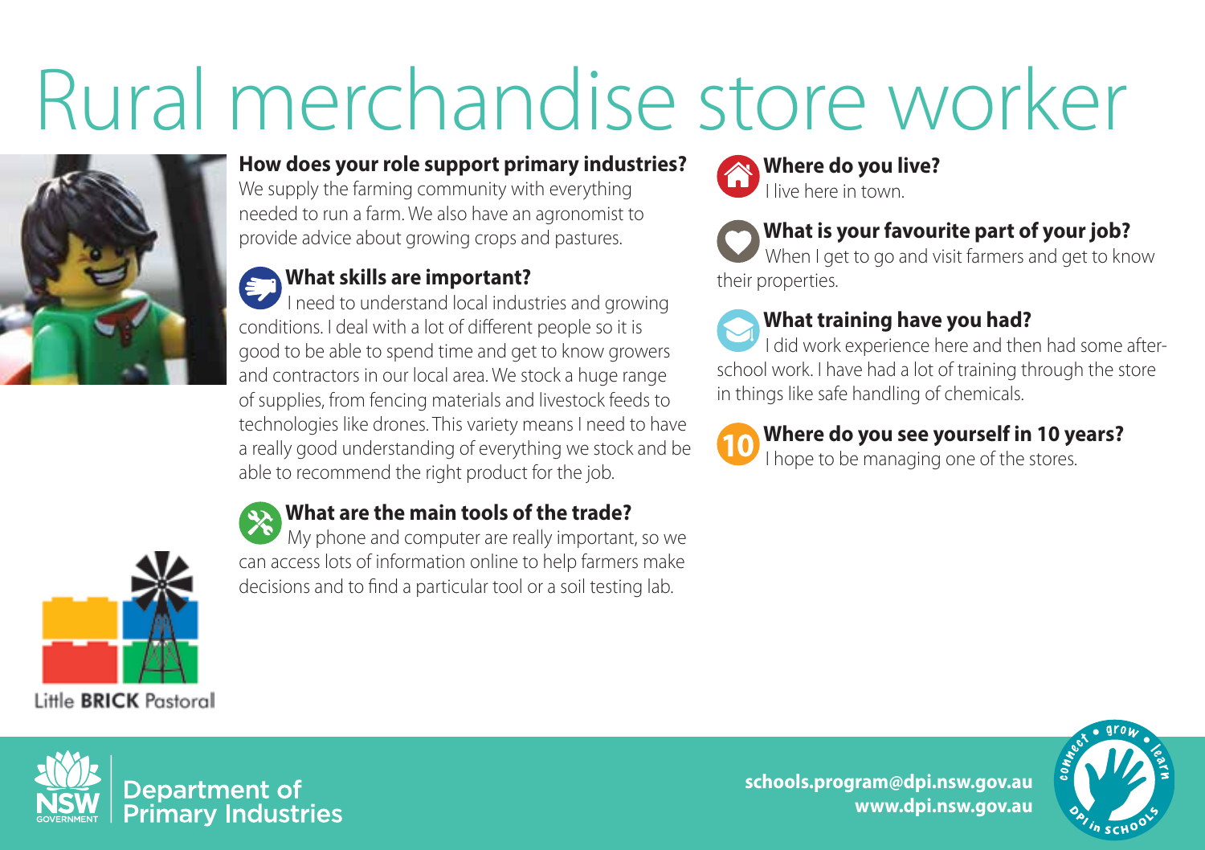# Rural merchandise store worker

### How does your role support primary industries?

We supply the farming community with everything needed to run a farm. We also have an agronomist to provide advice about growing crops and pastures.

### What skills are important?

I need to understand local industries and growing conditions. I deal with a lot of different people so it is good to be able to spend time and get to know growers and contractors in our local area. We stock a huge range of supplies, from fencing materials and livestock feeds to technologies like drones. This variety means I need to have a really good understanding of everything we stock and be able to recommend the right product for the job.

### What are the main tools of the trade?

My phone and computer are really important, so we can access lots of information online to help farmers make decisions and to find a particular tool or a soil testing lab.

### Where do you live?

I live here in town.

### What is your favourite part of your job?

When I get to go and visit farmers and get to know their properties.

### What training have you had?

I did work experience here and then had some after-school work. I have had a lot of training through the store in things like safe handling of chemicals.

### Where do you see yourself in 10 years?

I hope to be managing one of the stores.

Little **BRICK** Pastoral

Department of Primary Industries

**schools.program@dpi.nsw.gov.au**
**www.dpi.nsw.gov.au**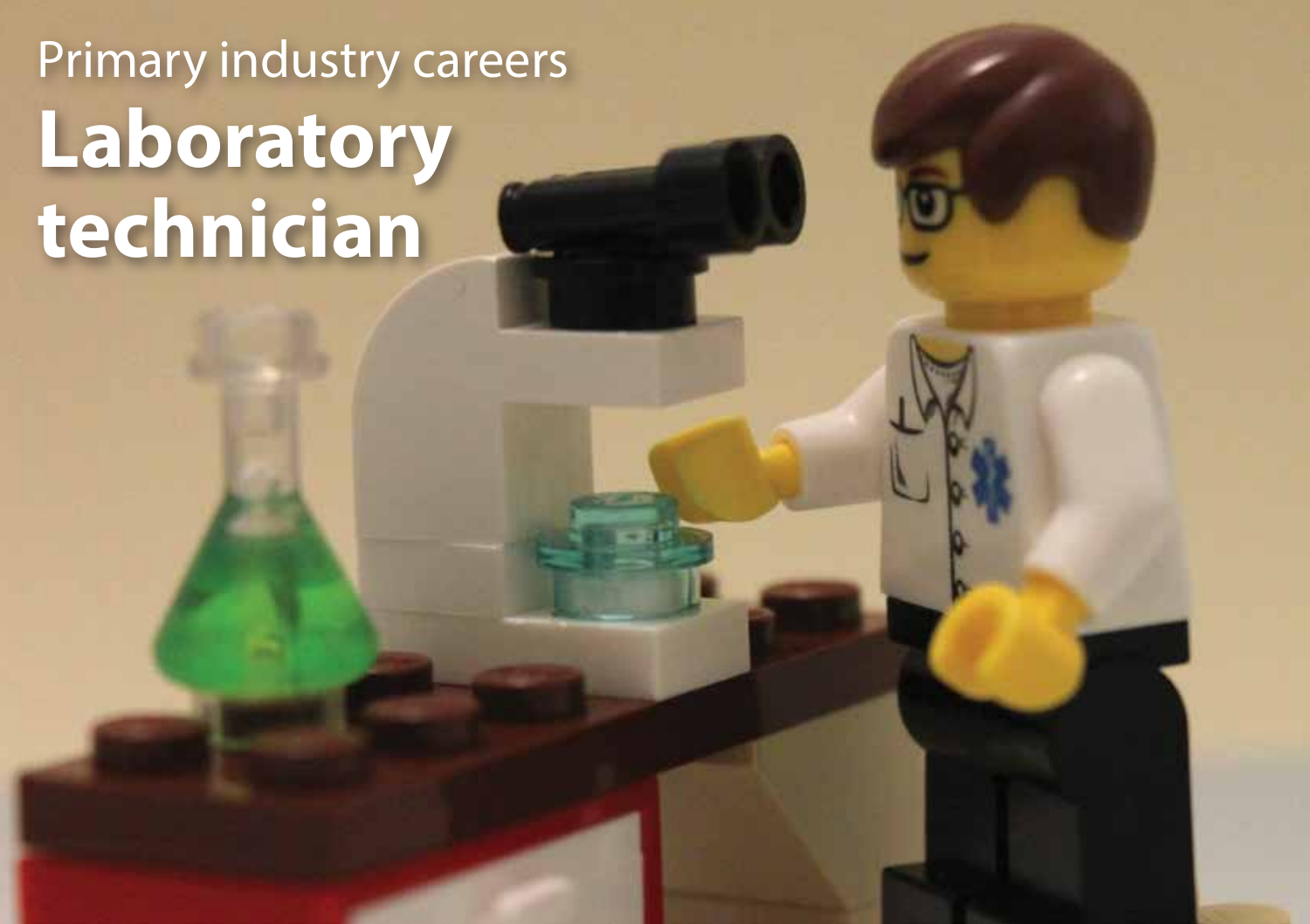Primary industry careers

# Laboratory technician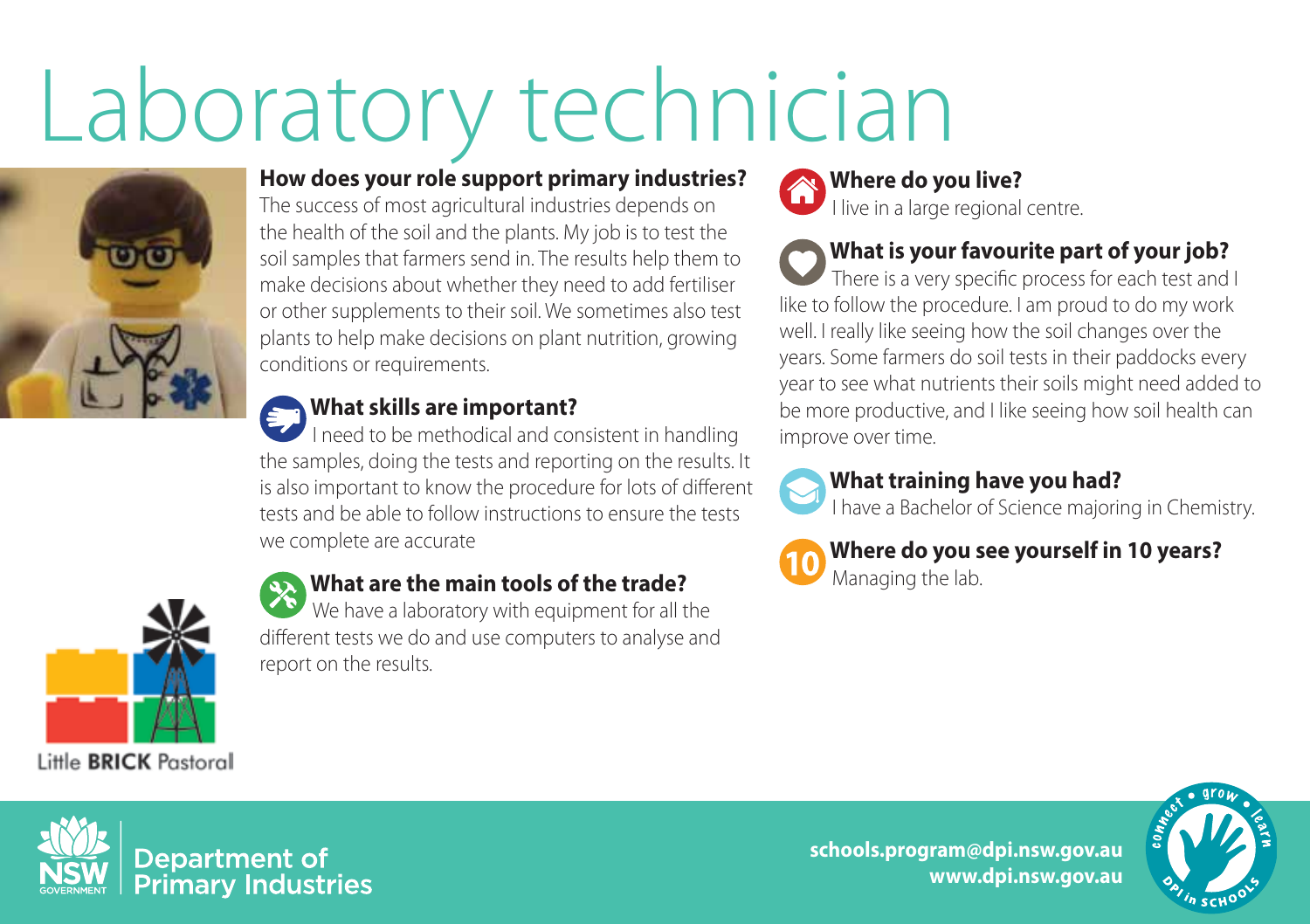# Laboratory technician

### How does your role support primary industries?

The success of most agricultural industries depends on the health of the soil and the plants. My job is to test the soil samples that farmers send in. The results help them to make decisions about whether they need to add fertiliser or other supplements to their soil. We sometimes also test plants to help make decisions on plant nutrition, growing conditions or requirements.

### What skills are important?

I need to be methodical and consistent in handling the samples, doing the tests and reporting on the results. It is also important to know the procedure for lots of different tests and be able to follow instructions to ensure the tests we complete are accurate

### What are the main tools of the trade?

We have a laboratory with equipment for all the different tests we do and use computers to analyse and report on the results.

### Where do you live?

I live in a large regional centre.

### What is your favourite part of your job?

There is a very specific process for each test and I like to follow the procedure. I am proud to do my work well. I really like seeing how the soil changes over the years. Some farmers do soil tests in their paddocks every year to see what nutrients their soils might need added to be more productive, and I like seeing how soil health can improve over time.

### What training have you had?

I have a Bachelor of Science majoring in Chemistry.

### Where do you see yourself in 10 years?

Managing the lab.

Little BRICK Pastoral

Department of Primary Industries

schools.program@dpi.nsw.gov.au
www.dpi.nsw.gov.au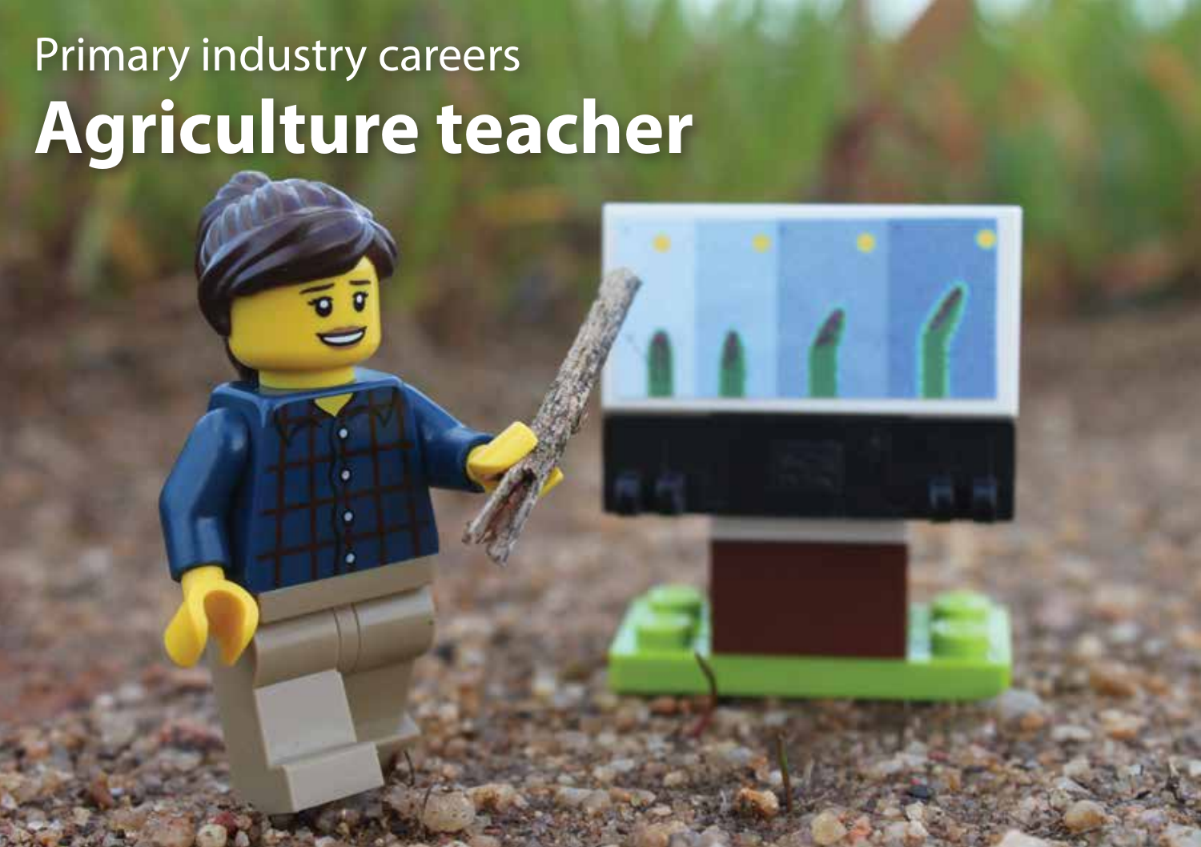Primary industry careers

# Agriculture teacher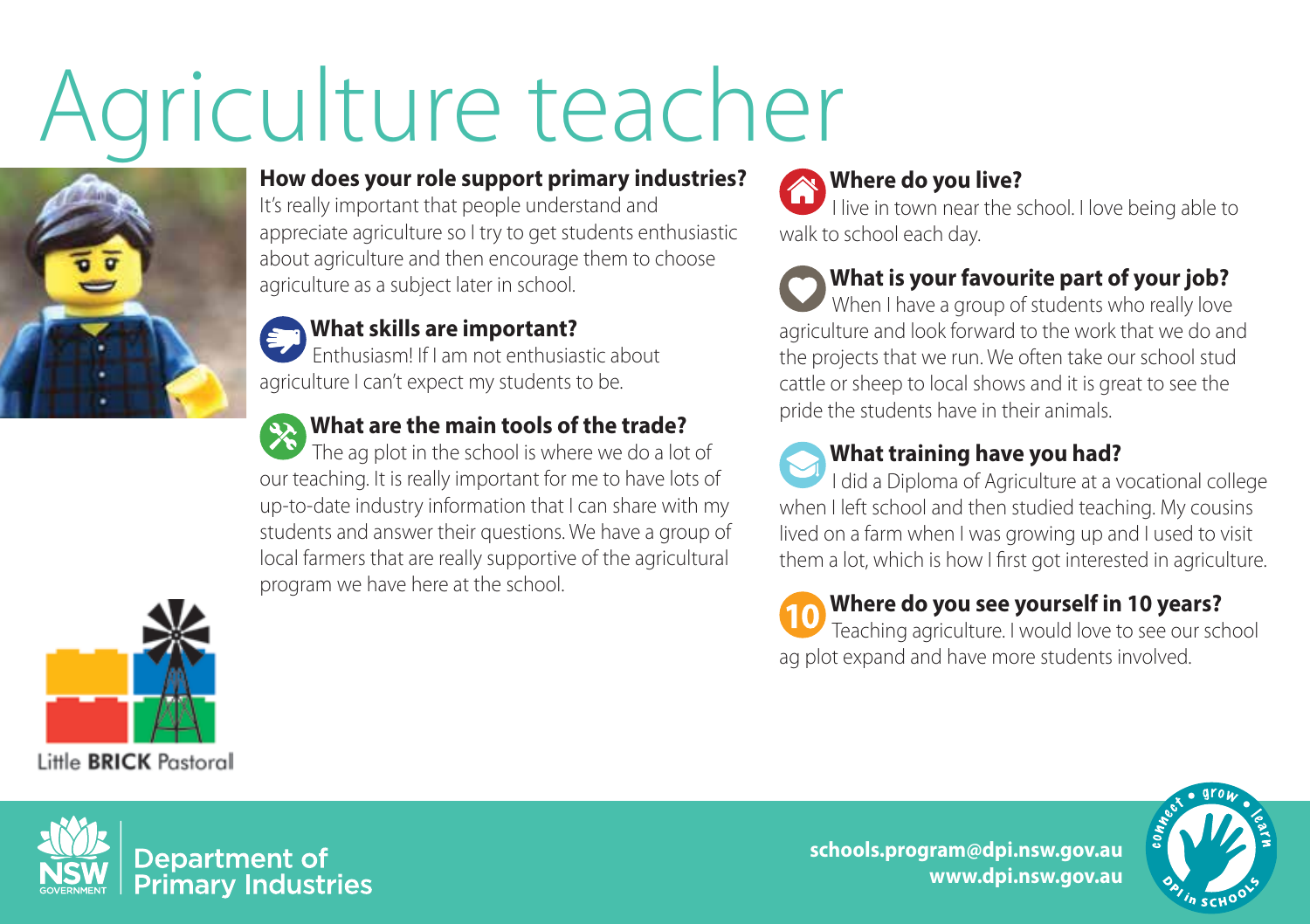# Agriculture teacher

### How does your role support primary industries?

It's really important that people understand and appreciate agriculture so I try to get students enthusiastic about agriculture and then encourage them to choose agriculture as a subject later in school.

### What skills are important?

Enthusiasm! If I am not enthusiastic about agriculture I can't expect my students to be.

### What are the main tools of the trade?

The ag plot in the school is where we do a lot of our teaching. It is really important for me to have lots of up-to-date industry information that I can share with my students and answer their questions. We have a group of local farmers that are really supportive of the agricultural program we have here at the school.

### Where do you live?

I live in town near the school. I love being able to walk to school each day.

### What is your favourite part of your job?

When I have a group of students who really love agriculture and look forward to the work that we do and the projects that we run. We often take our school stud cattle or sheep to local shows and it is great to see the pride the students have in their animals.

### What training have you had?

I did a Diploma of Agriculture at a vocational college when I left school and then studied teaching. My cousins lived on a farm when I was growing up and I used to visit them a lot, which is how I first got interested in agriculture.

### Where do you see yourself in 10 years?

Teaching agriculture. I would love to see our school ag plot expand and have more students involved.

Little **BRICK** Pastoral

Department of Primary Industries

**schools.program@dpi.nsw.gov.au**
**www.dpi.nsw.gov.au**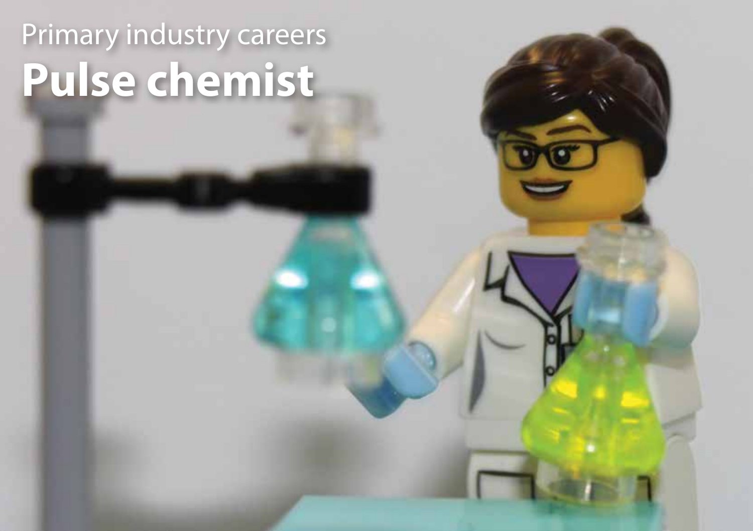Primary industry careers

# Pulse chemist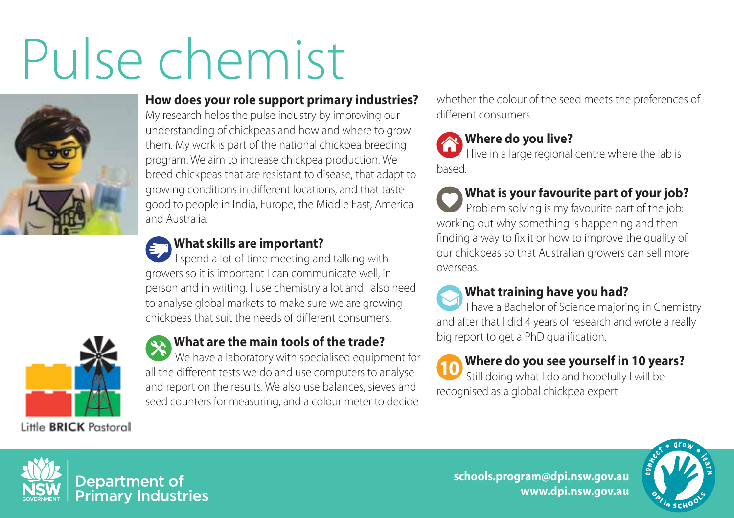# Pulse chemist

### How does your role support primary industries?

My research helps the pulse industry by improving our understanding of chickpeas and how and where to grow them. My work is part of the national chickpea breeding program. We aim to increase chickpea production. We breed chickpeas that are resistant to disease, that adapt to growing conditions in different locations, and that taste good to people in India, Europe, the Middle East, America and Australia.

### What skills are important?

I spend a lot of time meeting and talking with growers so it is important I can communicate well, in person and in writing. I use chemistry a lot and I also need to analyse global markets to make sure we are growing chickpeas that suit the needs of different consumers.

### What are the main tools of the trade?

We have a laboratory with specialised equipment for all the different tests we do and use computers to analyse and report on the results. We also use balances, sieves and seed counters for measuring, and a colour meter to decide whether the colour of the seed meets the preferences of different consumers.

### Where do you live?

I live in a large regional centre where the lab is based.

### What is your favourite part of your job?

Problem solving is my favourite part of the job: working out why something is happening and then finding a way to fix it or how to improve the quality of our chickpeas so that Australian growers can sell more overseas.

### What training have you had?

I have a Bachelor of Science majoring in Chemistry and after that I did 4 years of research and wrote a really big report to get a PhD qualification.

### Where do you see yourself in 10 years?

Still doing what I do and hopefully I will be recognised as a global chickpea expert!

Little **BRICK** Pastoral

Department of Primary Industries

**schools.program@dpi.nsw.gov.au**
**www.dpi.nsw.gov.au**